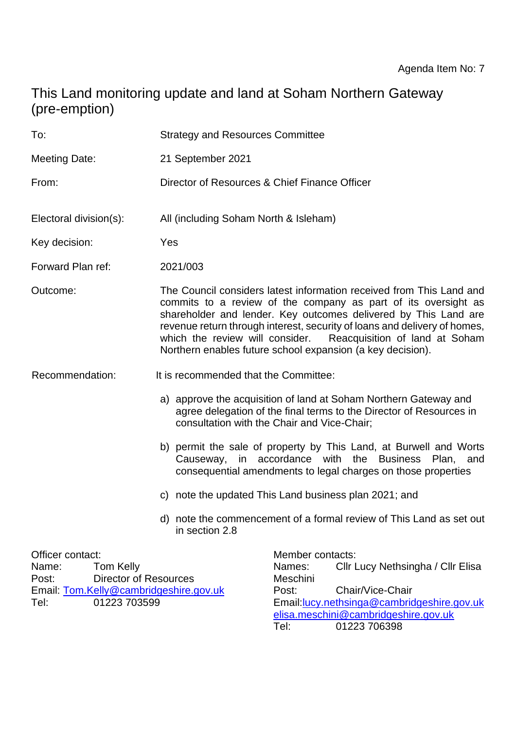Agenda Item No: 7

# This Land monitoring update and land at Soham Northern Gateway (pre-emption)

| | |
|---|---|
| To: | Strategy and Resources Committee |
| Meeting Date: | 21 September 2021 |
| From: | Director of Resources & Chief Finance Officer |
| Electoral division(s): | All (including Soham North & Isleham) |
| Key decision: | Yes |
| Forward Plan ref: | 2021/003 |
| Outcome: | The Council considers latest information received from This Land and commits to a review of the company as part of its oversight as shareholder and lender. Key outcomes delivered by This Land are revenue return through interest, security of loans and delivery of homes, which the review will consider. Reacquisition of land at Soham Northern enables future school expansion (a key decision). |

Recommendation: It is recommended that the Committee:

a) approve the acquisition of land at Soham Northern Gateway and agree delegation of the final terms to the Director of Resources in consultation with the Chair and Vice-Chair;

b) permit the sale of property by This Land, at Burwell and Worts Causeway, in accordance with the Business Plan, and consequential amendments to legal charges on those properties

c) note the updated This Land business plan 2021; and

d) note the commencement of a formal review of This Land as set out in section 2.8

Officer contact:
Name: Tom Kelly
Post: Director of Resources
Email: Tom.Kelly@cambridgeshire.gov.uk
Tel: 01223 703599

Member contacts:
Names: Cllr Lucy Nethsingha / Cllr Elisa Meschini
Post: Chair/Vice-Chair
Email: lucy.nethsinga@cambridgeshire.gov.uk
elisa.meschini@cambridgeshire.gov.uk
Tel: 01223 706398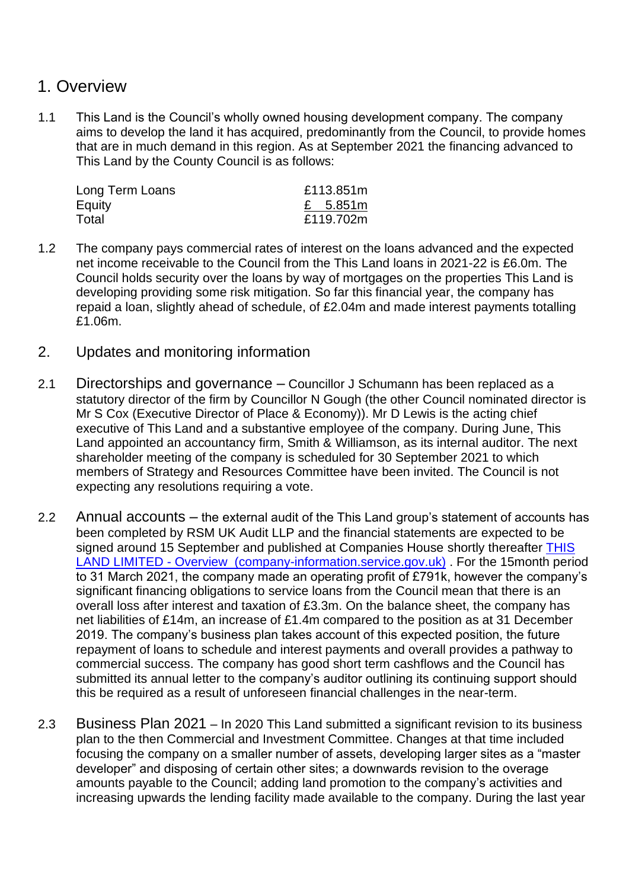# 1. Overview

1.1 This Land is the Council's wholly owned housing development company. The company aims to develop the land it has acquired, predominantly from the Council, to provide homes that are in much demand in this region. As at September 2021 the financing advanced to This Land by the County Council is as follows:

| | |
|---|---|
| Long Term Loans | £113.851m |
| Equity | £ 5.851m |
| Total | £119.702m |

1.2 The company pays commercial rates of interest on the loans advanced and the expected net income receivable to the Council from the This Land loans in 2021-22 is £6.0m. The Council holds security over the loans by way of mortgages on the properties This Land is developing providing some risk mitigation. So far this financial year, the company has repaid a loan, slightly ahead of schedule, of £2.04m and made interest payments totalling £1.06m.

## 2. Updates and monitoring information

2.1 Directorships and governance – Councillor J Schumann has been replaced as a statutory director of the firm by Councillor N Gough (the other Council nominated director is Mr S Cox (Executive Director of Place & Economy)). Mr D Lewis is the acting chief executive of This Land and a substantive employee of the company. During June, This Land appointed an accountancy firm, Smith & Williamson, as its internal auditor. The next shareholder meeting of the company is scheduled for 30 September 2021 to which members of Strategy and Resources Committee have been invited. The Council is not expecting any resolutions requiring a vote.

2.2 Annual accounts – the external audit of the This Land group's statement of accounts has been completed by RSM UK Audit LLP and the financial statements are expected to be signed around 15 September and published at Companies House shortly thereafter THIS LAND LIMITED - Overview (company-information.service.gov.uk) . For the 15month period to 31 March 2021, the company made an operating profit of £791k, however the company's significant financing obligations to service loans from the Council mean that there is an overall loss after interest and taxation of £3.3m. On the balance sheet, the company has net liabilities of £14m, an increase of £1.4m compared to the position as at 31 December 2019. The company's business plan takes account of this expected position, the future repayment of loans to schedule and interest payments and overall provides a pathway to commercial success. The company has good short term cashflows and the Council has submitted its annual letter to the company's auditor outlining its continuing support should this be required as a result of unforeseen financial challenges in the near-term.

2.3 Business Plan 2021 – In 2020 This Land submitted a significant revision to its business plan to the then Commercial and Investment Committee. Changes at that time included focusing the company on a smaller number of assets, developing larger sites as a "master developer" and disposing of certain other sites; a downwards revision to the overage amounts payable to the Council; adding land promotion to the company's activities and increasing upwards the lending facility made available to the company. During the last year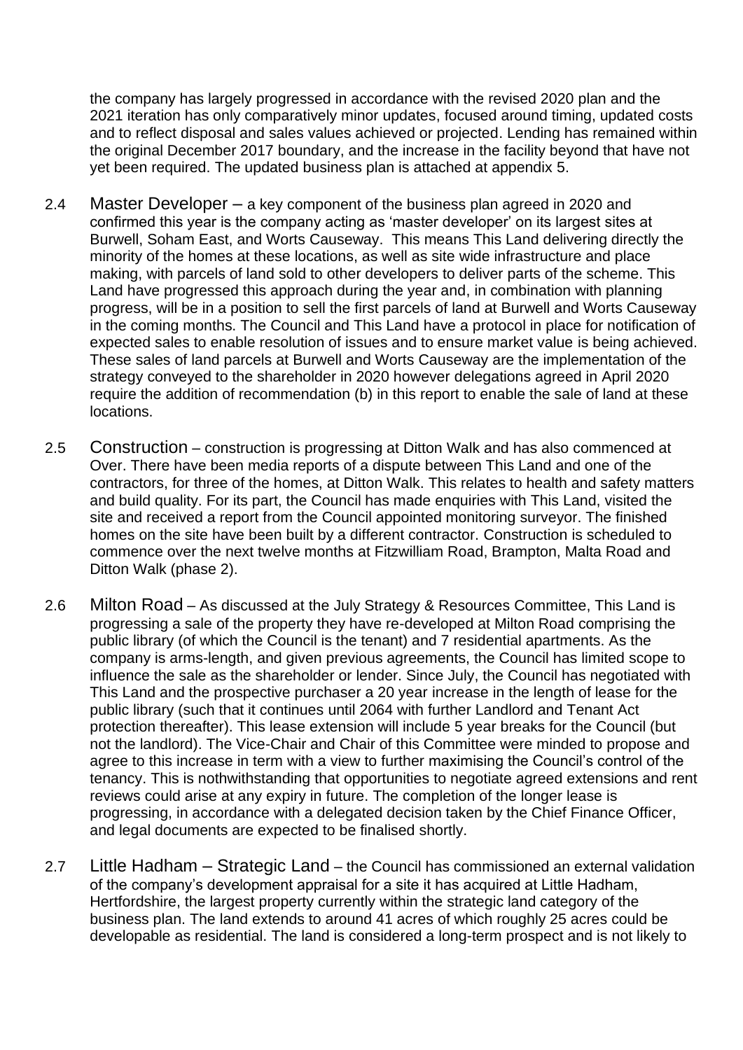the company has largely progressed in accordance with the revised 2020 plan and the 2021 iteration has only comparatively minor updates, focused around timing, updated costs and to reflect disposal and sales values achieved or projected. Lending has remained within the original December 2017 boundary, and the increase in the facility beyond that have not yet been required. The updated business plan is attached at appendix 5.

2.4 Master Developer – a key component of the business plan agreed in 2020 and confirmed this year is the company acting as 'master developer' on its largest sites at Burwell, Soham East, and Worts Causeway. This means This Land delivering directly the minority of the homes at these locations, as well as site wide infrastructure and place making, with parcels of land sold to other developers to deliver parts of the scheme. This Land have progressed this approach during the year and, in combination with planning progress, will be in a position to sell the first parcels of land at Burwell and Worts Causeway in the coming months. The Council and This Land have a protocol in place for notification of expected sales to enable resolution of issues and to ensure market value is being achieved. These sales of land parcels at Burwell and Worts Causeway are the implementation of the strategy conveyed to the shareholder in 2020 however delegations agreed in April 2020 require the addition of recommendation (b) in this report to enable the sale of land at these locations.

2.5 Construction – construction is progressing at Ditton Walk and has also commenced at Over. There have been media reports of a dispute between This Land and one of the contractors, for three of the homes, at Ditton Walk. This relates to health and safety matters and build quality. For its part, the Council has made enquiries with This Land, visited the site and received a report from the Council appointed monitoring surveyor. The finished homes on the site have been built by a different contractor. Construction is scheduled to commence over the next twelve months at Fitzwilliam Road, Brampton, Malta Road and Ditton Walk (phase 2).

2.6 Milton Road – As discussed at the July Strategy & Resources Committee, This Land is progressing a sale of the property they have re-developed at Milton Road comprising the public library (of which the Council is the tenant) and 7 residential apartments. As the company is arms-length, and given previous agreements, the Council has limited scope to influence the sale as the shareholder or lender. Since July, the Council has negotiated with This Land and the prospective purchaser a 20 year increase in the length of lease for the public library (such that it continues until 2064 with further Landlord and Tenant Act protection thereafter). This lease extension will include 5 year breaks for the Council (but not the landlord). The Vice-Chair and Chair of this Committee were minded to propose and agree to this increase in term with a view to further maximising the Council's control of the tenancy. This is nothwithstanding that opportunities to negotiate agreed extensions and rent reviews could arise at any expiry in future. The completion of the longer lease is progressing, in accordance with a delegated decision taken by the Chief Finance Officer, and legal documents are expected to be finalised shortly.

2.7 Little Hadham – Strategic Land – the Council has commissioned an external validation of the company's development appraisal for a site it has acquired at Little Hadham, Hertfordshire, the largest property currently within the strategic land category of the business plan. The land extends to around 41 acres of which roughly 25 acres could be developable as residential. The land is considered a long-term prospect and is not likely to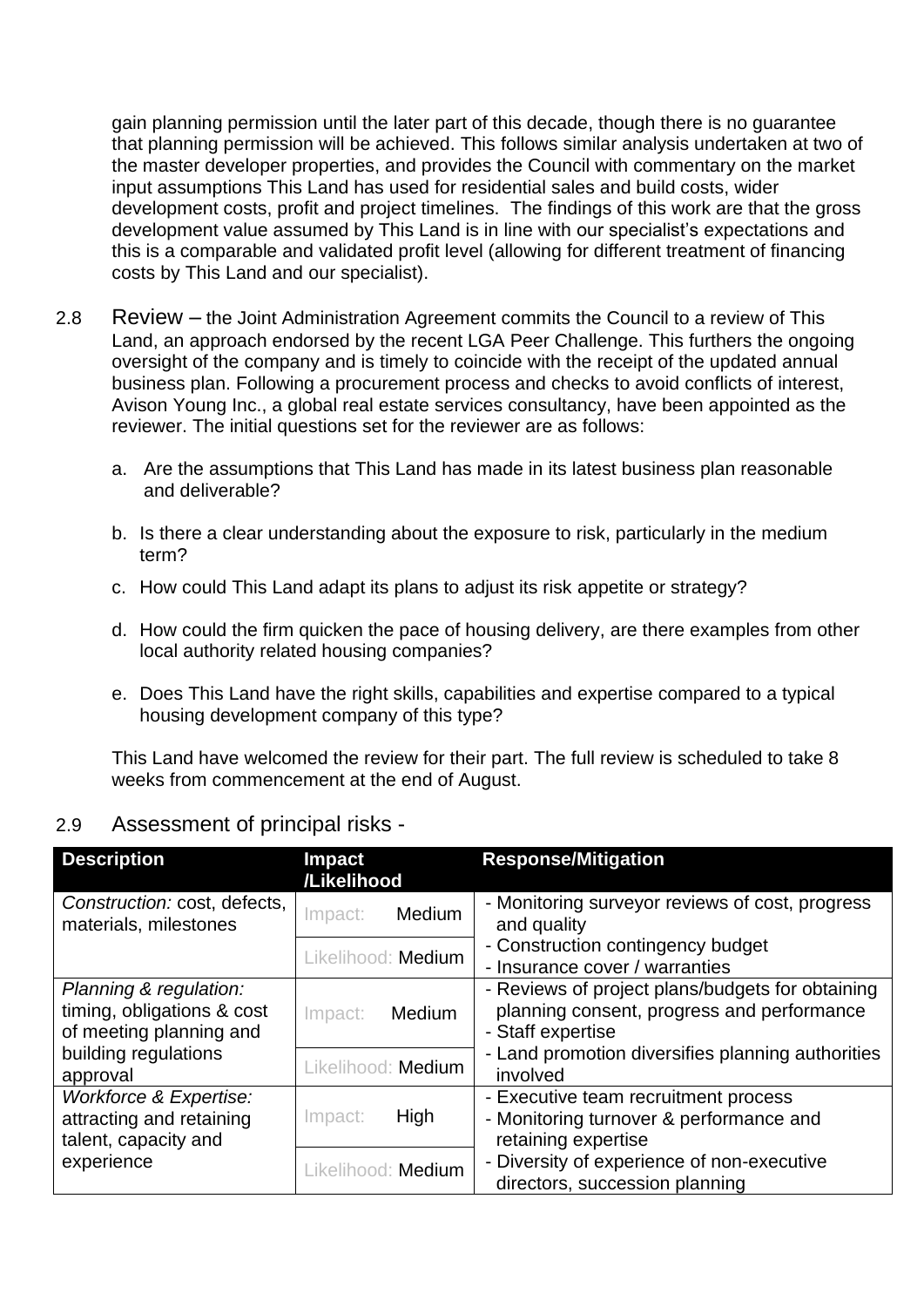gain planning permission until the later part of this decade, though there is no guarantee that planning permission will be achieved. This follows similar analysis undertaken at two of the master developer properties, and provides the Council with commentary on the market input assumptions This Land has used for residential sales and build costs, wider development costs, profit and project timelines. The findings of this work are that the gross development value assumed by This Land is in line with our specialist's expectations and this is a comparable and validated profit level (allowing for different treatment of financing costs by This Land and our specialist).

2.8 Review – the Joint Administration Agreement commits the Council to a review of This Land, an approach endorsed by the recent LGA Peer Challenge. This furthers the ongoing oversight of the company and is timely to coincide with the receipt of the updated annual business plan. Following a procurement process and checks to avoid conflicts of interest, Avison Young Inc., a global real estate services consultancy, have been appointed as the reviewer. The initial questions set for the reviewer are as follows:

a. Are the assumptions that This Land has made in its latest business plan reasonable and deliverable?

b. Is there a clear understanding about the exposure to risk, particularly in the medium term?

c. How could This Land adapt its plans to adjust its risk appetite or strategy?

d. How could the firm quicken the pace of housing delivery, are there examples from other local authority related housing companies?

e. Does This Land have the right skills, capabilities and expertise compared to a typical housing development company of this type?

This Land have welcomed the review for their part. The full review is scheduled to take 8 weeks from commencement at the end of August.

2.9 Assessment of principal risks -

| Description | Impact /Likelihood | Response/Mitigation |
|---|---|---|
| *Construction:* cost, defects, materials, milestones | Impact: Medium<br>Likelihood: Medium | - Monitoring surveyor reviews of cost, progress and quality<br>- Construction contingency budget<br>- Insurance cover / warranties |
| *Planning & regulation:* timing, obligations & cost of meeting planning and building regulations approval | Impact: Medium<br>Likelihood: Medium | - Reviews of project plans/budgets for obtaining planning consent, progress and performance<br>- Staff expertise<br>- Land promotion diversifies planning authorities involved |
| *Workforce & Expertise:* attracting and retaining talent, capacity and experience | Impact: High<br>Likelihood: Medium | - Executive team recruitment process<br>- Monitoring turnover & performance and retaining expertise<br>- Diversity of experience of non-executive directors, succession planning |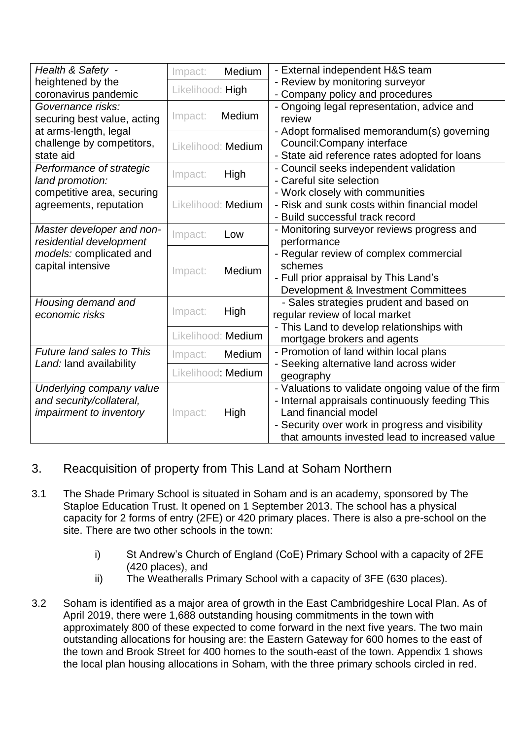| | | |
|---|---|---|
| *Health & Safety -* heightened by the coronavirus pandemic | Impact: Medium<br>Likelihood: High | - External independent H&S team<br>- Review by monitoring surveyor<br>- Company policy and procedures |
| *Governance risks:* securing best value, acting at arms-length, legal challenge by competitors, state aid | Impact: Medium<br>Likelihood: Medium | - Ongoing legal representation, advice and review<br>- Adopt formalised memorandum(s) governing Council:Company interface<br>- State aid reference rates adopted for loans |
| *Performance of strategic land promotion:* competitive area, securing agreements, reputation | Impact: High<br>Likelihood: Medium | - Council seeks independent validation<br>- Careful site selection<br>- Work closely with communities<br>- Risk and sunk costs within financial model<br>- Build successful track record |
| *Master developer and non-residential development models:* complicated and capital intensive | Impact: Low<br>Impact: Medium | - Monitoring surveyor reviews progress and performance<br>- Regular review of complex commercial schemes<br>- Full prior appraisal by This Land's Development & Investment Committees |
| *Housing demand and economic risks* | Impact: High<br>Likelihood: Medium | - Sales strategies prudent and based on regular review of local market<br>- This Land to develop relationships with mortgage brokers and agents |
| *Future land sales to This Land:* land availability | Impact: Medium<br>Likelihood: Medium | - Promotion of land within local plans<br>- Seeking alternative land across wider geography |
| *Underlying company value and security/collateral, impairment to inventory* | Impact: High | - Valuations to validate ongoing value of the firm<br>- Internal appraisals continuously feeding This Land financial model<br>- Security over work in progress and visibility that amounts invested lead to increased value |

## 3. Reacquisition of property from This Land at Soham Northern

3.1 The Shade Primary School is situated in Soham and is an academy, sponsored by The Staploe Education Trust. It opened on 1 September 2013. The school has a physical capacity for 2 forms of entry (2FE) or 420 primary places. There is also a pre-school on the site. There are two other schools in the town:

i) St Andrew's Church of England (CoE) Primary School with a capacity of 2FE (420 places), and

ii) The Weatheralls Primary School with a capacity of 3FE (630 places).

3.2 Soham is identified as a major area of growth in the East Cambridgeshire Local Plan. As of April 2019, there were 1,688 outstanding housing commitments in the town with approximately 800 of these expected to come forward in the next five years. The two main outstanding allocations for housing are: the Eastern Gateway for 600 homes to the east of the town and Brook Street for 400 homes to the south-east of the town. Appendix 1 shows the local plan housing allocations in Soham, with the three primary schools circled in red.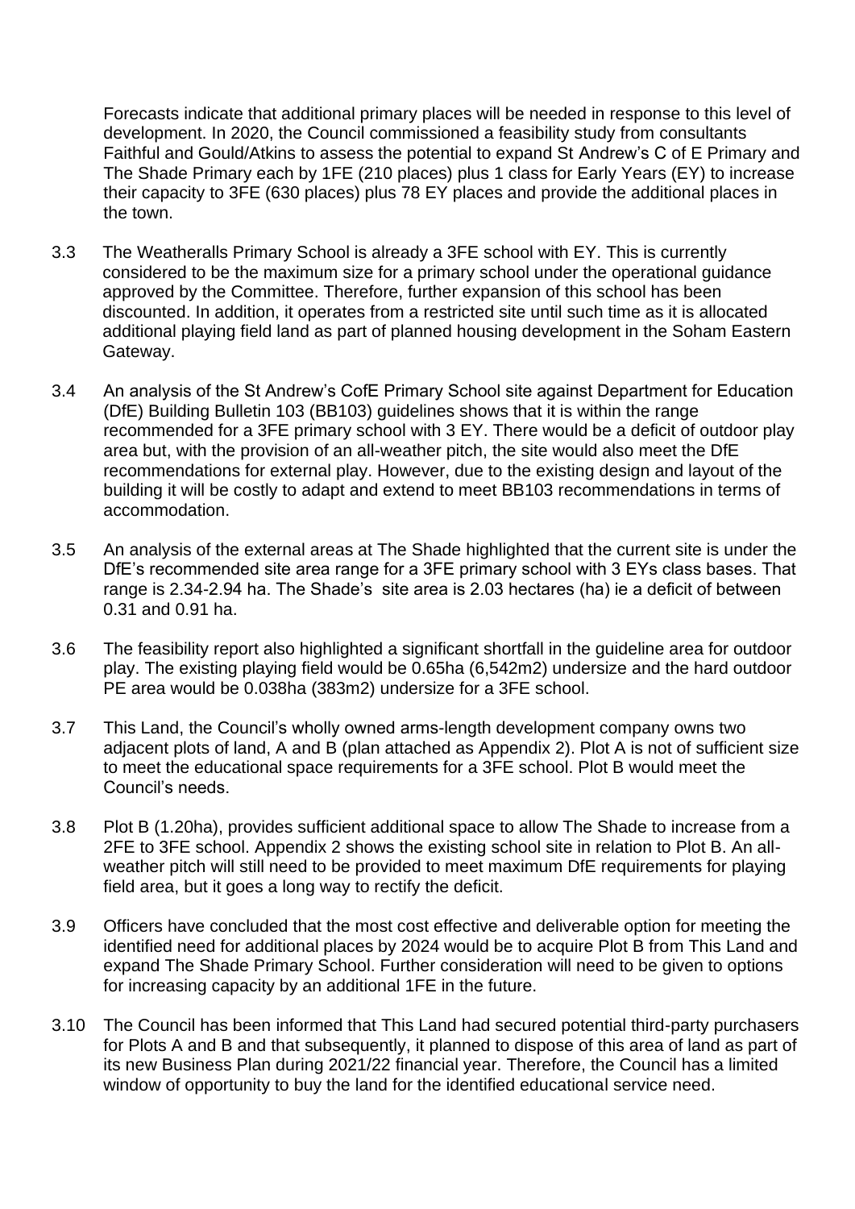Forecasts indicate that additional primary places will be needed in response to this level of development. In 2020, the Council commissioned a feasibility study from consultants Faithful and Gould/Atkins to assess the potential to expand St Andrew's C of E Primary and The Shade Primary each by 1FE (210 places) plus 1 class for Early Years (EY) to increase their capacity to 3FE (630 places) plus 78 EY places and provide the additional places in the town.

3.3 The Weatheralls Primary School is already a 3FE school with EY. This is currently considered to be the maximum size for a primary school under the operational guidance approved by the Committee. Therefore, further expansion of this school has been discounted. In addition, it operates from a restricted site until such time as it is allocated additional playing field land as part of planned housing development in the Soham Eastern Gateway.

3.4 An analysis of the St Andrew's CofE Primary School site against Department for Education (DfE) Building Bulletin 103 (BB103) guidelines shows that it is within the range recommended for a 3FE primary school with 3 EY. There would be a deficit of outdoor play area but, with the provision of an all-weather pitch, the site would also meet the DfE recommendations for external play. However, due to the existing design and layout of the building it will be costly to adapt and extend to meet BB103 recommendations in terms of accommodation.

3.5 An analysis of the external areas at The Shade highlighted that the current site is under the DfE's recommended site area range for a 3FE primary school with 3 EYs class bases. That range is 2.34-2.94 ha. The Shade's site area is 2.03 hectares (ha) ie a deficit of between 0.31 and 0.91 ha.

3.6 The feasibility report also highlighted a significant shortfall in the guideline area for outdoor play. The existing playing field would be 0.65ha (6,542m2) undersize and the hard outdoor PE area would be 0.038ha (383m2) undersize for a 3FE school.

3.7 This Land, the Council's wholly owned arms-length development company owns two adjacent plots of land, A and B (plan attached as Appendix 2). Plot A is not of sufficient size to meet the educational space requirements for a 3FE school. Plot B would meet the Council's needs.

3.8 Plot B (1.20ha), provides sufficient additional space to allow The Shade to increase from a 2FE to 3FE school. Appendix 2 shows the existing school site in relation to Plot B. An all-weather pitch will still need to be provided to meet maximum DfE requirements for playing field area, but it goes a long way to rectify the deficit.

3.9 Officers have concluded that the most cost effective and deliverable option for meeting the identified need for additional places by 2024 would be to acquire Plot B from This Land and expand The Shade Primary School. Further consideration will need to be given to options for increasing capacity by an additional 1FE in the future.

3.10 The Council has been informed that This Land had secured potential third-party purchasers for Plots A and B and that subsequently, it planned to dispose of this area of land as part of its new Business Plan during 2021/22 financial year. Therefore, the Council has a limited window of opportunity to buy the land for the identified educational service need.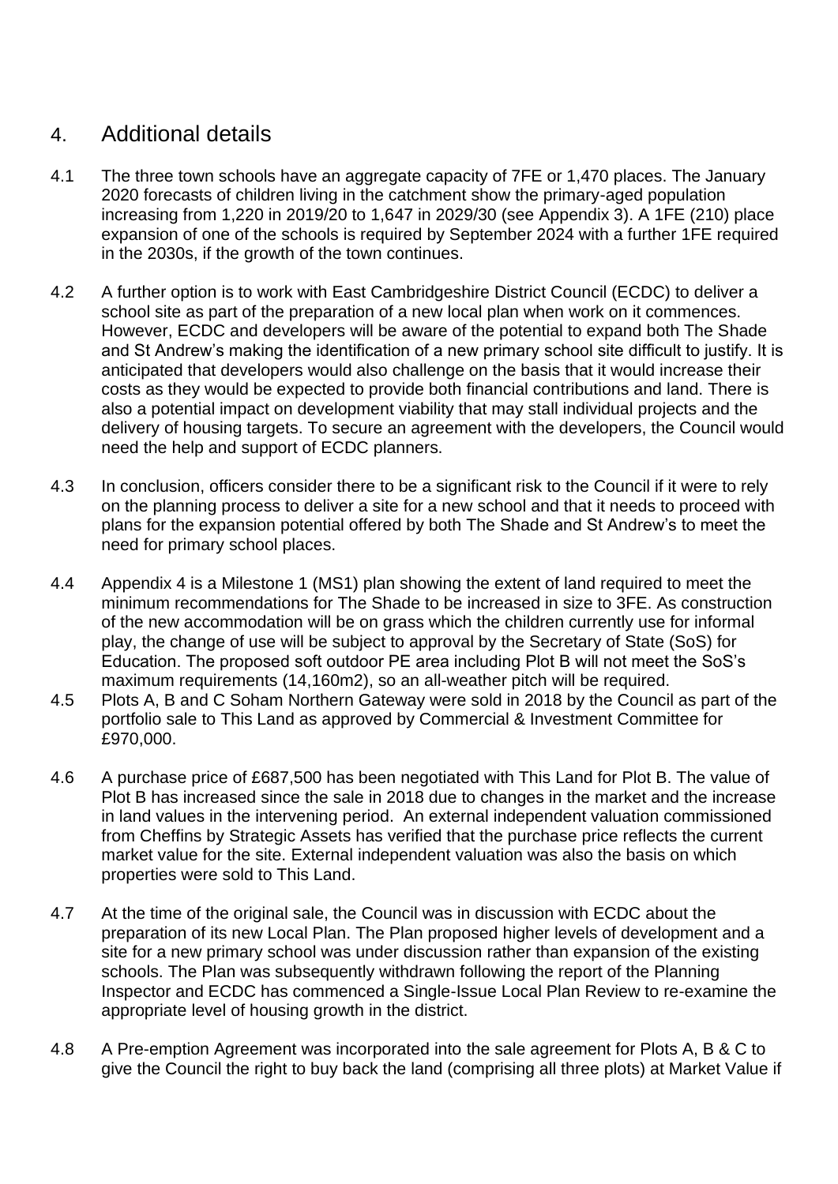## 4. Additional details

4.1 The three town schools have an aggregate capacity of 7FE or 1,470 places. The January 2020 forecasts of children living in the catchment show the primary-aged population increasing from 1,220 in 2019/20 to 1,647 in 2029/30 (see Appendix 3). A 1FE (210) place expansion of one of the schools is required by September 2024 with a further 1FE required in the 2030s, if the growth of the town continues.

4.2 A further option is to work with East Cambridgeshire District Council (ECDC) to deliver a school site as part of the preparation of a new local plan when work on it commences. However, ECDC and developers will be aware of the potential to expand both The Shade and St Andrew's making the identification of a new primary school site difficult to justify. It is anticipated that developers would also challenge on the basis that it would increase their costs as they would be expected to provide both financial contributions and land. There is also a potential impact on development viability that may stall individual projects and the delivery of housing targets. To secure an agreement with the developers, the Council would need the help and support of ECDC planners.

4.3 In conclusion, officers consider there to be a significant risk to the Council if it were to rely on the planning process to deliver a site for a new school and that it needs to proceed with plans for the expansion potential offered by both The Shade and St Andrew's to meet the need for primary school places.

4.4 Appendix 4 is a Milestone 1 (MS1) plan showing the extent of land required to meet the minimum recommendations for The Shade to be increased in size to 3FE. As construction of the new accommodation will be on grass which the children currently use for informal play, the change of use will be subject to approval by the Secretary of State (SoS) for Education. The proposed soft outdoor PE area including Plot B will not meet the SoS's maximum requirements (14,160m2), so an all-weather pitch will be required.

4.5 Plots A, B and C Soham Northern Gateway were sold in 2018 by the Council as part of the portfolio sale to This Land as approved by Commercial & Investment Committee for £970,000.

4.6 A purchase price of £687,500 has been negotiated with This Land for Plot B. The value of Plot B has increased since the sale in 2018 due to changes in the market and the increase in land values in the intervening period. An external independent valuation commissioned from Cheffins by Strategic Assets has verified that the purchase price reflects the current market value for the site. External independent valuation was also the basis on which properties were sold to This Land.

4.7 At the time of the original sale, the Council was in discussion with ECDC about the preparation of its new Local Plan. The Plan proposed higher levels of development and a site for a new primary school was under discussion rather than expansion of the existing schools. The Plan was subsequently withdrawn following the report of the Planning Inspector and ECDC has commenced a Single-Issue Local Plan Review to re-examine the appropriate level of housing growth in the district.

4.8 A Pre-emption Agreement was incorporated into the sale agreement for Plots A, B & C to give the Council the right to buy back the land (comprising all three plots) at Market Value if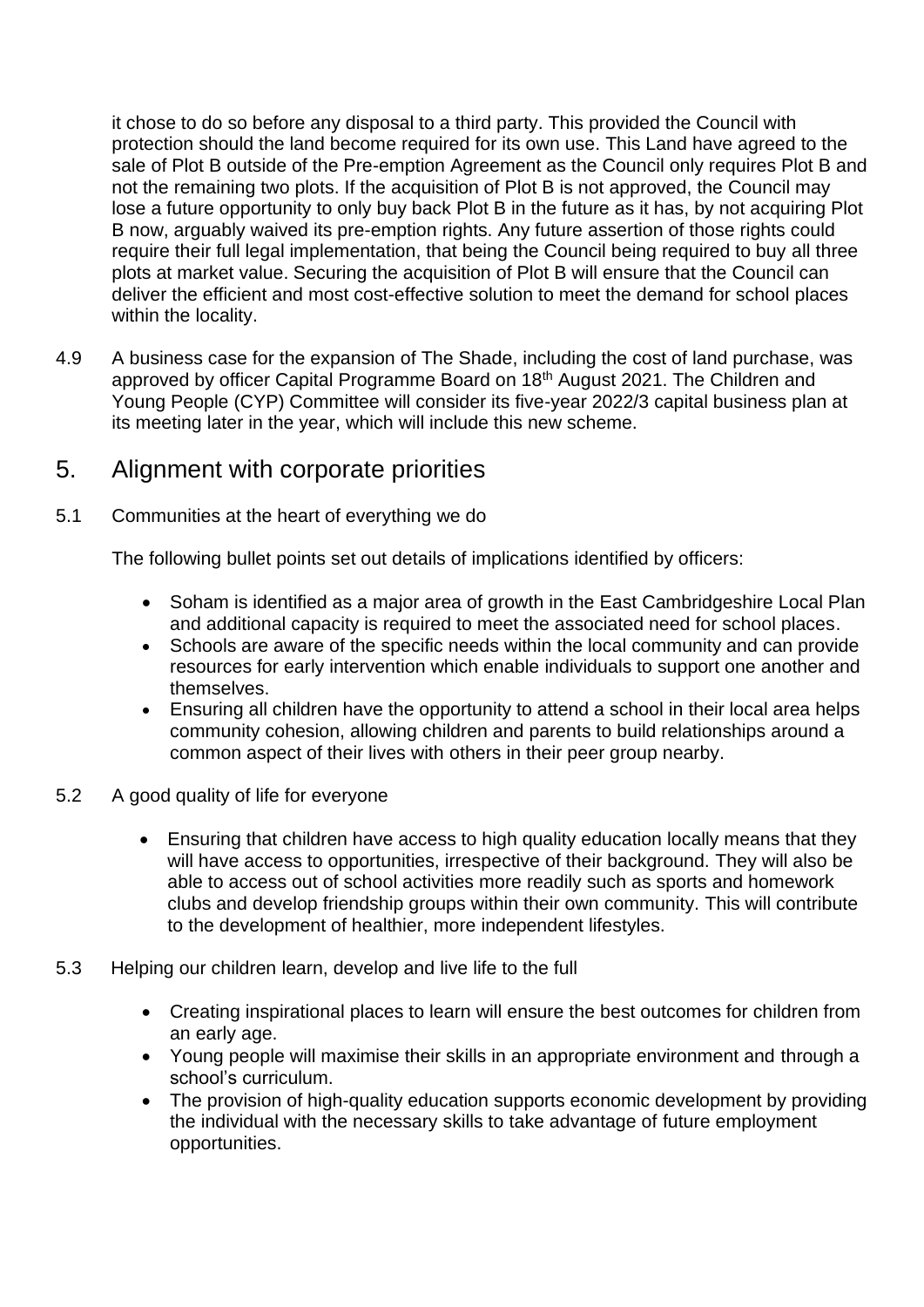it chose to do so before any disposal to a third party. This provided the Council with protection should the land become required for its own use. This Land have agreed to the sale of Plot B outside of the Pre-emption Agreement as the Council only requires Plot B and not the remaining two plots. If the acquisition of Plot B is not approved, the Council may lose a future opportunity to only buy back Plot B in the future as it has, by not acquiring Plot B now, arguably waived its pre-emption rights. Any future assertion of those rights could require their full legal implementation, that being the Council being required to buy all three plots at market value. Securing the acquisition of Plot B will ensure that the Council can deliver the efficient and most cost-effective solution to meet the demand for school places within the locality.

4.9 A business case for the expansion of The Shade, including the cost of land purchase, was approved by officer Capital Programme Board on 18th August 2021. The Children and Young People (CYP) Committee will consider its five-year 2022/3 capital business plan at its meeting later in the year, which will include this new scheme.

## 5. Alignment with corporate priorities

5.1 Communities at the heart of everything we do

The following bullet points set out details of implications identified by officers:

- Soham is identified as a major area of growth in the East Cambridgeshire Local Plan and additional capacity is required to meet the associated need for school places.
- Schools are aware of the specific needs within the local community and can provide resources for early intervention which enable individuals to support one another and themselves.
- Ensuring all children have the opportunity to attend a school in their local area helps community cohesion, allowing children and parents to build relationships around a common aspect of their lives with others in their peer group nearby.

5.2 A good quality of life for everyone

- Ensuring that children have access to high quality education locally means that they will have access to opportunities, irrespective of their background. They will also be able to access out of school activities more readily such as sports and homework clubs and develop friendship groups within their own community. This will contribute to the development of healthier, more independent lifestyles.

5.3 Helping our children learn, develop and live life to the full

- Creating inspirational places to learn will ensure the best outcomes for children from an early age.
- Young people will maximise their skills in an appropriate environment and through a school's curriculum.
- The provision of high-quality education supports economic development by providing the individual with the necessary skills to take advantage of future employment opportunities.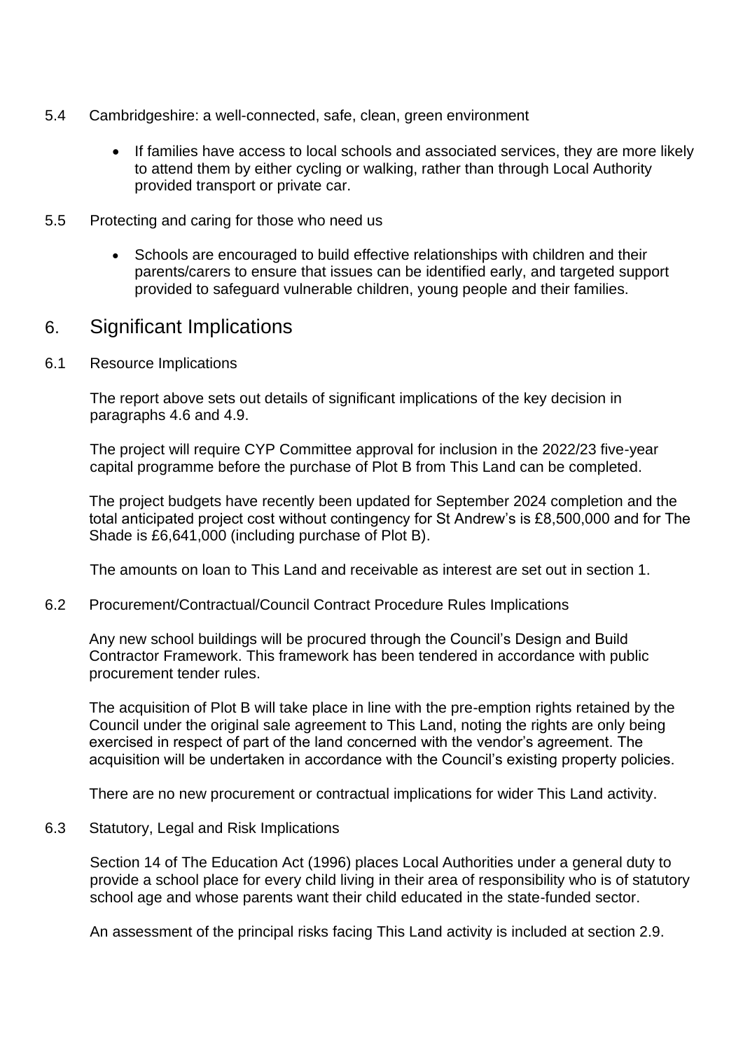5.4 Cambridgeshire: a well-connected, safe, clean, green environment

- If families have access to local schools and associated services, they are more likely to attend them by either cycling or walking, rather than through Local Authority provided transport or private car.

5.5 Protecting and caring for those who need us

- Schools are encouraged to build effective relationships with children and their parents/carers to ensure that issues can be identified early, and targeted support provided to safeguard vulnerable children, young people and their families.

## 6. Significant Implications

6.1 Resource Implications

The report above sets out details of significant implications of the key decision in paragraphs 4.6 and 4.9.

The project will require CYP Committee approval for inclusion in the 2022/23 five-year capital programme before the purchase of Plot B from This Land can be completed.

The project budgets have recently been updated for September 2024 completion and the total anticipated project cost without contingency for St Andrew's is £8,500,000 and for The Shade is £6,641,000 (including purchase of Plot B).

The amounts on loan to This Land and receivable as interest are set out in section 1.

6.2 Procurement/Contractual/Council Contract Procedure Rules Implications

Any new school buildings will be procured through the Council's Design and Build Contractor Framework. This framework has been tendered in accordance with public procurement tender rules.

The acquisition of Plot B will take place in line with the pre-emption rights retained by the Council under the original sale agreement to This Land, noting the rights are only being exercised in respect of part of the land concerned with the vendor's agreement. The acquisition will be undertaken in accordance with the Council's existing property policies.

There are no new procurement or contractual implications for wider This Land activity.

6.3 Statutory, Legal and Risk Implications

Section 14 of The Education Act (1996) places Local Authorities under a general duty to provide a school place for every child living in their area of responsibility who is of statutory school age and whose parents want their child educated in the state-funded sector.

An assessment of the principal risks facing This Land activity is included at section 2.9.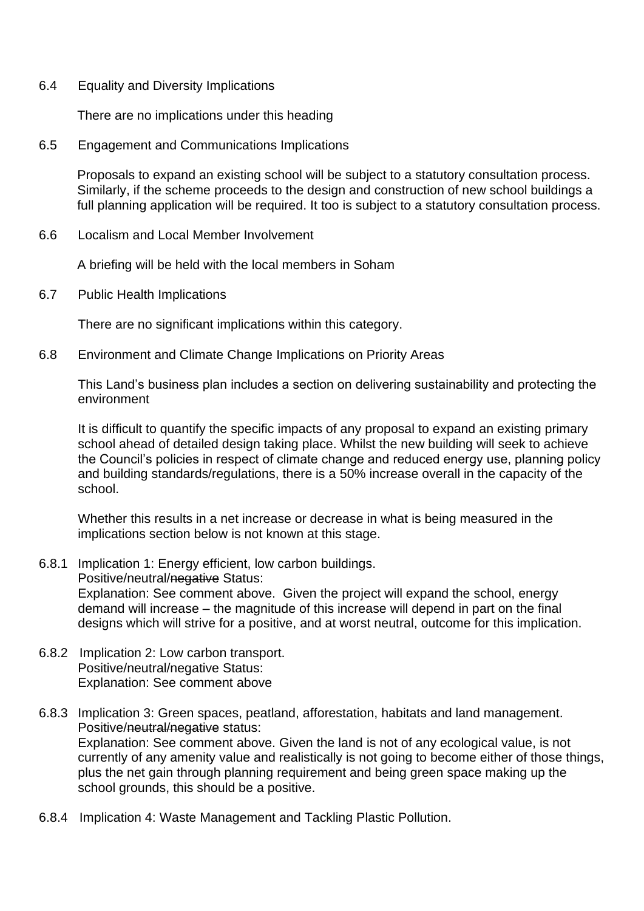6.4 Equality and Diversity Implications

There are no implications under this heading

6.5 Engagement and Communications Implications

Proposals to expand an existing school will be subject to a statutory consultation process. Similarly, if the scheme proceeds to the design and construction of new school buildings a full planning application will be required. It too is subject to a statutory consultation process.

6.6 Localism and Local Member Involvement

A briefing will be held with the local members in Soham

6.7 Public Health Implications

There are no significant implications within this category.

6.8 Environment and Climate Change Implications on Priority Areas

This Land's business plan includes a section on delivering sustainability and protecting the environment

It is difficult to quantify the specific impacts of any proposal to expand an existing primary school ahead of detailed design taking place. Whilst the new building will seek to achieve the Council's policies in respect of climate change and reduced energy use, planning policy and building standards/regulations, there is a 50% increase overall in the capacity of the school.

Whether this results in a net increase or decrease in what is being measured in the implications section below is not known at this stage.

6.8.1 Implication 1: Energy efficient, low carbon buildings.
Positive/neutral/~~negative~~ Status:
Explanation: See comment above. Given the project will expand the school, energy demand will increase – the magnitude of this increase will depend in part on the final designs which will strive for a positive, and at worst neutral, outcome for this implication.

6.8.2 Implication 2: Low carbon transport.
Positive/neutral/negative Status:
Explanation: See comment above

6.8.3 Implication 3: Green spaces, peatland, afforestation, habitats and land management.
Positive/~~neutral/negative~~ status:
Explanation: See comment above. Given the land is not of any ecological value, is not currently of any amenity value and realistically is not going to become either of those things, plus the net gain through planning requirement and being green space making up the school grounds, this should be a positive.

6.8.4 Implication 4: Waste Management and Tackling Plastic Pollution.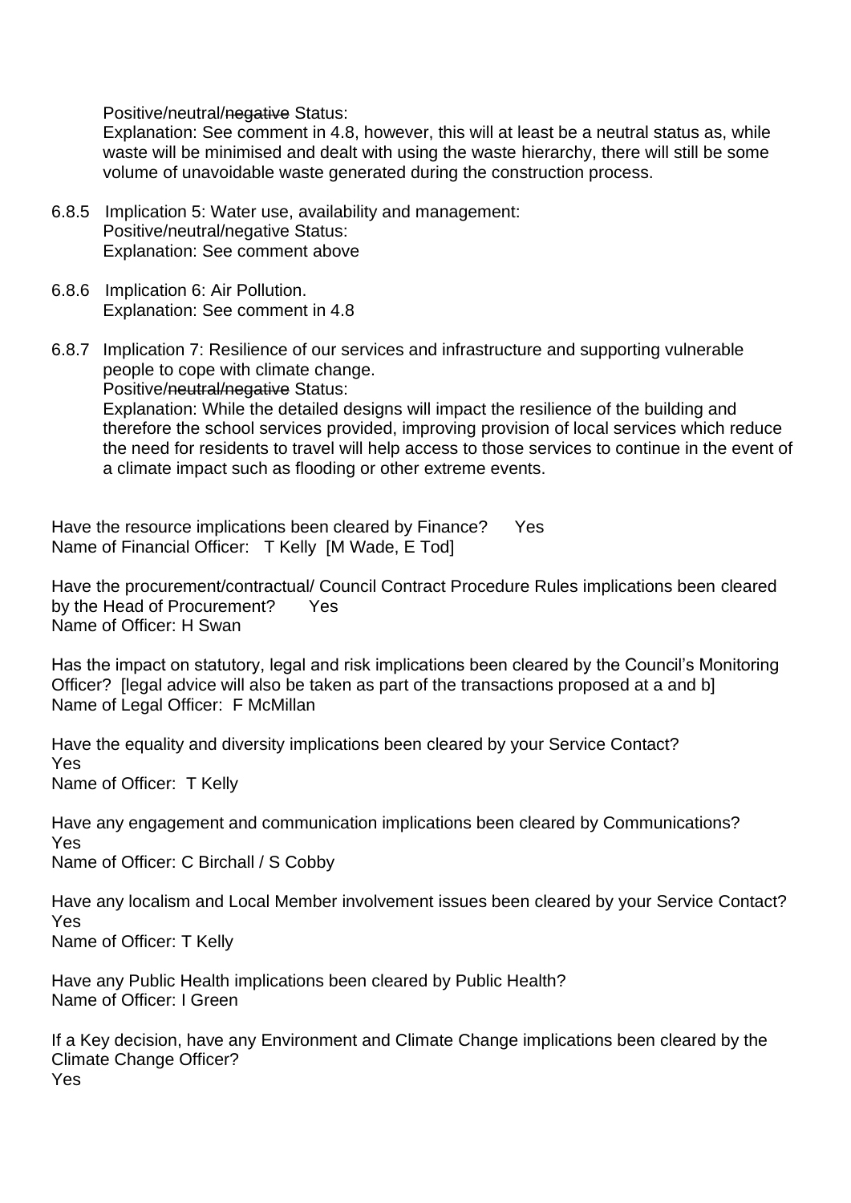Positive/neutral/~~negative~~ Status:
Explanation: See comment in 4.8, however, this will at least be a neutral status as, while waste will be minimised and dealt with using the waste hierarchy, there will still be some volume of unavoidable waste generated during the construction process.

6.8.5 Implication 5: Water use, availability and management:
Positive/neutral/negative Status:
Explanation: See comment above

6.8.6 Implication 6: Air Pollution.
Explanation: See comment in 4.8

6.8.7 Implication 7: Resilience of our services and infrastructure and supporting vulnerable people to cope with climate change.
Positive/~~neutral/negative~~ Status:
Explanation: While the detailed designs will impact the resilience of the building and therefore the school services provided, improving provision of local services which reduce the need for residents to travel will help access to those services to continue in the event of a climate impact such as flooding or other extreme events.

Have the resource implications been cleared by Finance? Yes
Name of Financial Officer: T Kelly [M Wade, E Tod]

Have the procurement/contractual/ Council Contract Procedure Rules implications been cleared by the Head of Procurement? Yes
Name of Officer: H Swan

Has the impact on statutory, legal and risk implications been cleared by the Council's Monitoring Officer? [legal advice will also be taken as part of the transactions proposed at a and b]
Name of Legal Officer: F McMillan

Have the equality and diversity implications been cleared by your Service Contact?
Yes
Name of Officer: T Kelly

Have any engagement and communication implications been cleared by Communications?
Yes
Name of Officer: C Birchall / S Cobby

Have any localism and Local Member involvement issues been cleared by your Service Contact?
Yes
Name of Officer: T Kelly

Have any Public Health implications been cleared by Public Health?
Name of Officer: I Green

If a Key decision, have any Environment and Climate Change implications been cleared by the Climate Change Officer?
Yes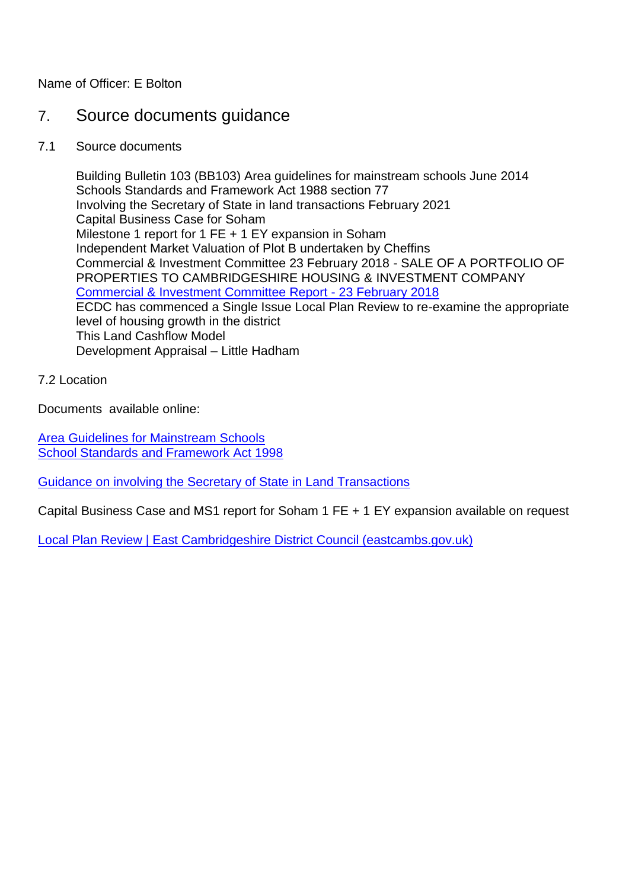Name of Officer: E Bolton

## 7. Source documents guidance

### 7.1 Source documents

Building Bulletin 103 (BB103) Area guidelines for mainstream schools June 2014
Schools Standards and Framework Act 1988 section 77
Involving the Secretary of State in land transactions February 2021
Capital Business Case for Soham
Milestone 1 report for 1 FE + 1 EY expansion in Soham
Independent Market Valuation of Plot B undertaken by Cheffins
Commercial & Investment Committee 23 February 2018 - SALE OF A PORTFOLIO OF PROPERTIES TO CAMBRIDGESHIRE HOUSING & INVESTMENT COMPANY
Commercial & Investment Committee Report - 23 February 2018
ECDC has commenced a Single Issue Local Plan Review to re-examine the appropriate level of housing growth in the district
This Land Cashflow Model
Development Appraisal – Little Hadham

### 7.2 Location

Documents available online:

Area Guidelines for Mainstream Schools
School Standards and Framework Act 1998

Guidance on involving the Secretary of State in Land Transactions

Capital Business Case and MS1 report for Soham 1 FE + 1 EY expansion available on request

Local Plan Review | East Cambridgeshire District Council (eastcambs.gov.uk)